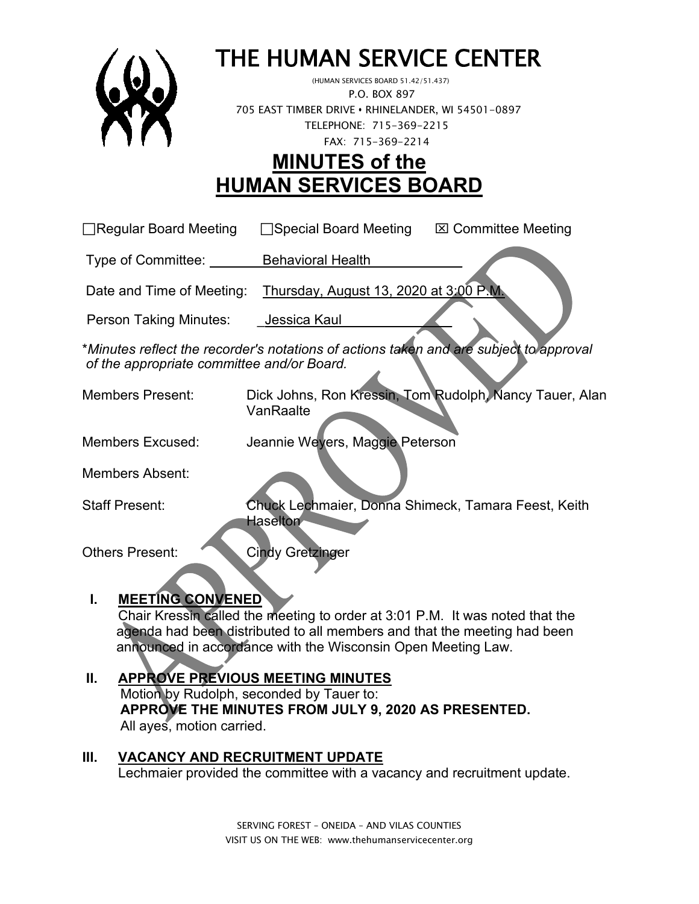# THE HUMAN SERVICE CENTER

(HUMAN SERVICES BOARD 51.42/51.437)
P.O. BOX 897
705 EAST TIMBER DRIVE • RHINELANDER, WI 54501-0897
TELEPHONE: 715-369-2215
FAX: 715-369-2214

## MINUTES of the HUMAN SERVICES BOARD

☐Regular Board Meeting ☐Special Board Meeting ☒ Committee Meeting

Type of Committee: Behavioral Health

Date and Time of Meeting: Thursday, August 13, 2020 at 3:00 P.M.

Person Taking Minutes: Jessica Kaul

**Minutes reflect the recorder's notations of actions taken and are subject to approval of the appropriate committee and/or Board.*

Members Present: Dick Johns, Ron Kressin, Tom Rudolph, Nancy Tauer, Alan VanRaalte

Members Excused: Jeannie Weyers, Maggie Peterson

Members Absent:

Staff Present: Chuck Lechmaier, Donna Shimeck, Tamara Feest, Keith Haselton

Others Present: Cindy Gretzinger

### I. MEETING CONVENED

Chair Kressin called the meeting to order at 3:01 P.M. It was noted that the agenda had been distributed to all members and that the meeting had been announced in accordance with the Wisconsin Open Meeting Law.

### II. APPROVE PREVIOUS MEETING MINUTES

Motion by Rudolph, seconded by Tauer to:
**APPROVE THE MINUTES FROM JULY 9, 2020 AS PRESENTED.**
All ayes, motion carried.

### III. VACANCY AND RECRUITMENT UPDATE

Lechmaier provided the committee with a vacancy and recruitment update.

SERVING FOREST – ONEIDA – AND VILAS COUNTIES
VISIT US ON THE WEB: www.thehumanservicecenter.org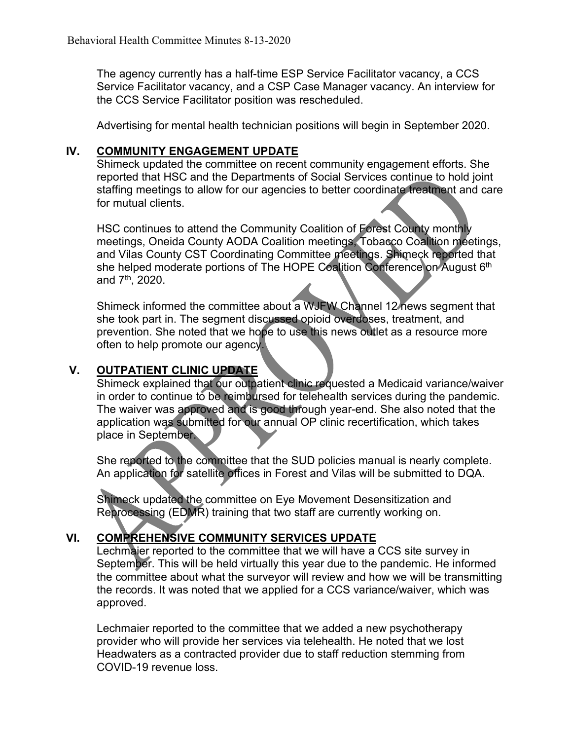The agency currently has a half-time ESP Service Facilitator vacancy, a CCS Service Facilitator vacancy, and a CSP Case Manager vacancy. An interview for the CCS Service Facilitator position was rescheduled.

Advertising for mental health technician positions will begin in September 2020.

## IV. COMMUNITY ENGAGEMENT UPDATE

Shimeck updated the committee on recent community engagement efforts. She reported that HSC and the Departments of Social Services continue to hold joint staffing meetings to allow for our agencies to better coordinate treatment and care for mutual clients.

HSC continues to attend the Community Coalition of Forest County monthly meetings, Oneida County AODA Coalition meetings, Tobacco Coalition meetings, and Vilas County CST Coordinating Committee meetings. Shimeck reported that she helped moderate portions of The HOPE Coalition Conference on August 6th and 7th, 2020.

Shimeck informed the committee about a WJFW Channel 12 news segment that she took part in. The segment discussed opioid overdoses, treatment, and prevention. She noted that we hope to use this news outlet as a resource more often to help promote our agency.

## V. OUTPATIENT CLINIC UPDATE

Shimeck explained that our outpatient clinic requested a Medicaid variance/waiver in order to continue to be reimbursed for telehealth services during the pandemic. The waiver was approved and is good through year-end. She also noted that the application was submitted for our annual OP clinic recertification, which takes place in September.

She reported to the committee that the SUD policies manual is nearly complete. An application for satellite offices in Forest and Vilas will be submitted to DQA.

Shimeck updated the committee on Eye Movement Desensitization and Reprocessing (EDMR) training that two staff are currently working on.

## VI. COMPREHENSIVE COMMUNITY SERVICES UPDATE

Lechmaier reported to the committee that we will have a CCS site survey in September. This will be held virtually this year due to the pandemic. He informed the committee about what the surveyor will review and how we will be transmitting the records. It was noted that we applied for a CCS variance/waiver, which was approved.

Lechmaier reported to the committee that we added a new psychotherapy provider who will provide her services via telehealth. He noted that we lost Headwaters as a contracted provider due to staff reduction stemming from COVID-19 revenue loss.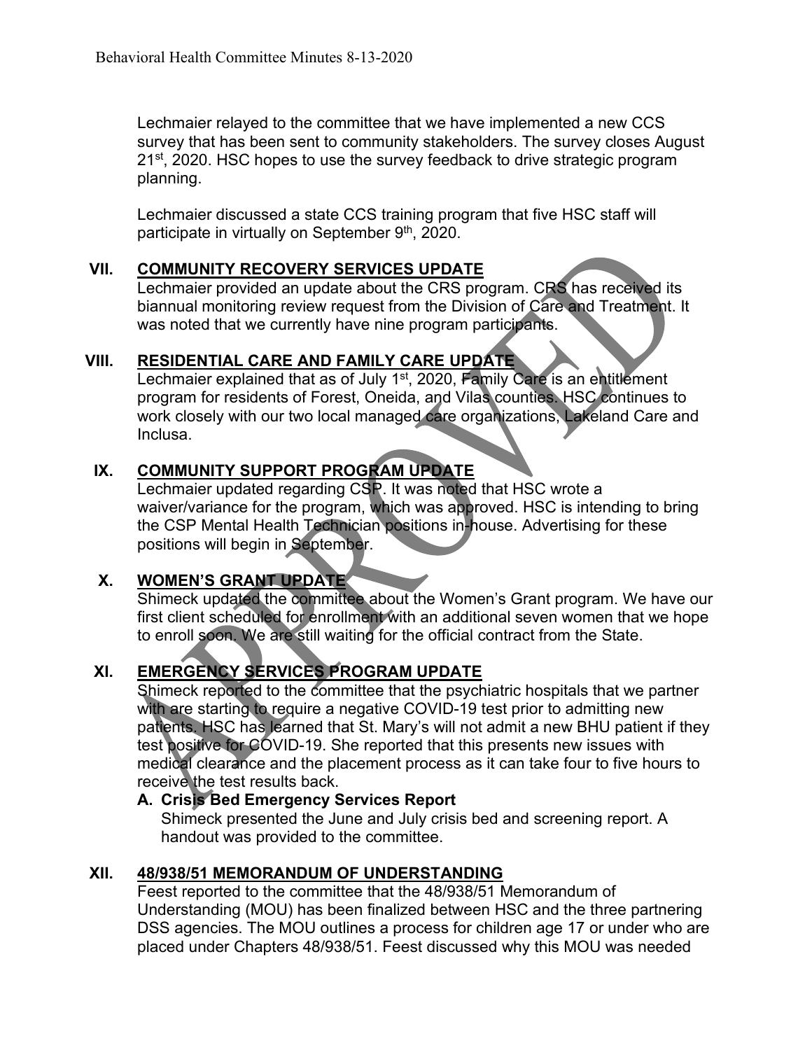Lechmaier relayed to the committee that we have implemented a new CCS survey that has been sent to community stakeholders. The survey closes August 21st, 2020. HSC hopes to use the survey feedback to drive strategic program planning.

Lechmaier discussed a state CCS training program that five HSC staff will participate in virtually on September 9th, 2020.

## VII. COMMUNITY RECOVERY SERVICES UPDATE

Lechmaier provided an update about the CRS program. CRS has received its biannual monitoring review request from the Division of Care and Treatment. It was noted that we currently have nine program participants.

## VIII. RESIDENTIAL CARE AND FAMILY CARE UPDATE

Lechmaier explained that as of July 1st, 2020, Family Care is an entitlement program for residents of Forest, Oneida, and Vilas counties. HSC continues to work closely with our two local managed care organizations, Lakeland Care and Inclusa.

## IX. COMMUNITY SUPPORT PROGRAM UPDATE

Lechmaier updated regarding CSP. It was noted that HSC wrote a waiver/variance for the program, which was approved. HSC is intending to bring the CSP Mental Health Technician positions in-house. Advertising for these positions will begin in September.

## X. WOMEN'S GRANT UPDATE

Shimeck updated the committee about the Women's Grant program. We have our first client scheduled for enrollment with an additional seven women that we hope to enroll soon. We are still waiting for the official contract from the State.

## XI. EMERGENCY SERVICES PROGRAM UPDATE

Shimeck reported to the committee that the psychiatric hospitals that we partner with are starting to require a negative COVID-19 test prior to admitting new patients. HSC has learned that St. Mary's will not admit a new BHU patient if they test positive for COVID-19. She reported that this presents new issues with medical clearance and the placement process as it can take four to five hours to receive the test results back.

### A. Crisis Bed Emergency Services Report

Shimeck presented the June and July crisis bed and screening report. A handout was provided to the committee.

## XII. 48/938/51 MEMORANDUM OF UNDERSTANDING

Feest reported to the committee that the 48/938/51 Memorandum of Understanding (MOU) has been finalized between HSC and the three partnering DSS agencies. The MOU outlines a process for children age 17 or under who are placed under Chapters 48/938/51. Feest discussed why this MOU was needed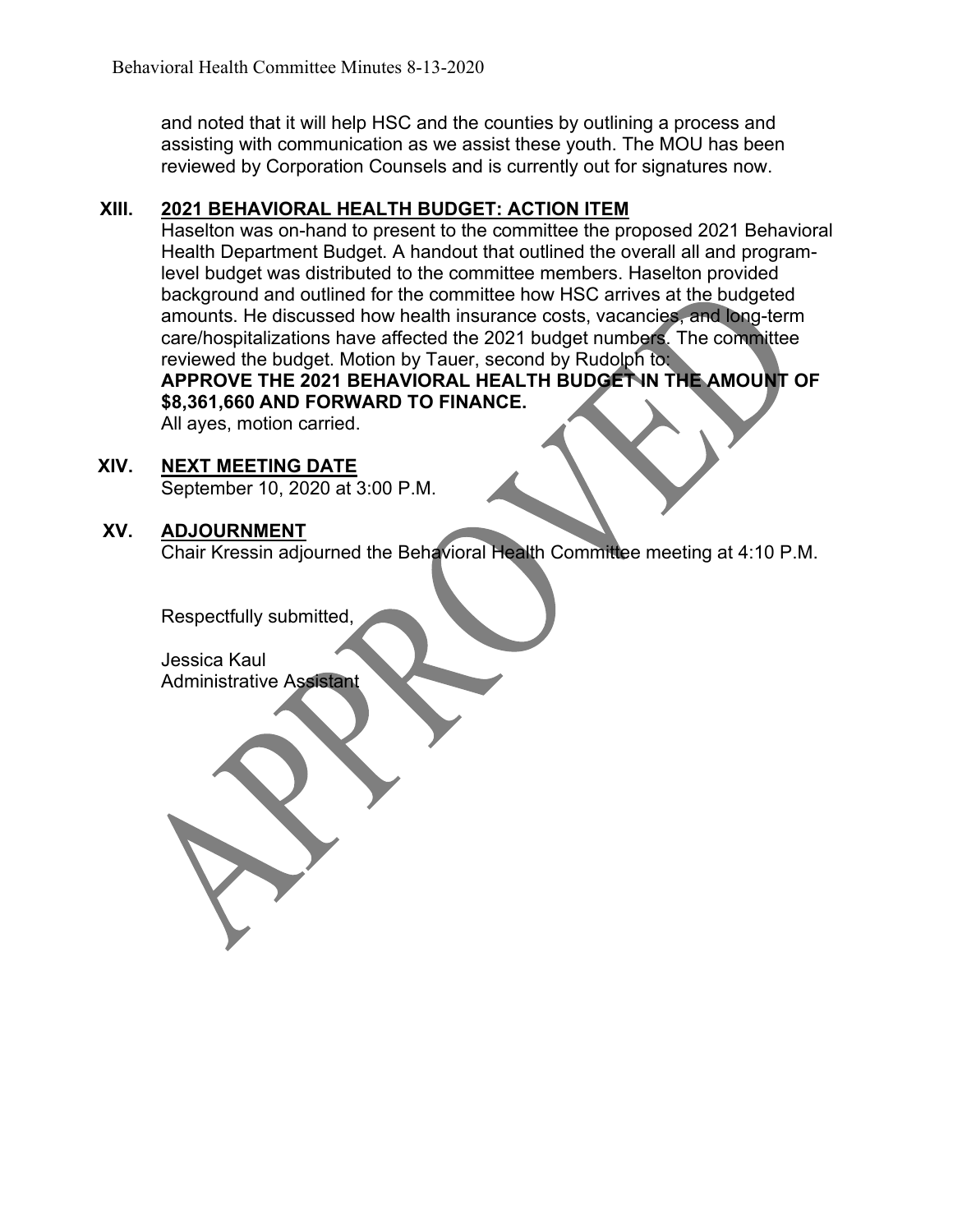and noted that it will help HSC and the counties by outlining a process and assisting with communication as we assist these youth. The MOU has been reviewed by Corporation Counsels and is currently out for signatures now.

## XIII. 2021 BEHAVIORAL HEALTH BUDGET: ACTION ITEM

Haselton was on-hand to present to the committee the proposed 2021 Behavioral Health Department Budget. A handout that outlined the overall all and program-level budget was distributed to the committee members. Haselton provided background and outlined for the committee how HSC arrives at the budgeted amounts. He discussed how health insurance costs, vacancies, and long-term care/hospitalizations have affected the 2021 budget numbers. The committee reviewed the budget. Motion by Tauer, second by Rudolph to:

**APPROVE THE 2021 BEHAVIORAL HEALTH BUDGET IN THE AMOUNT OF $8,361,660 AND FORWARD TO FINANCE.**

All ayes, motion carried.

## XIV. NEXT MEETING DATE

September 10, 2020 at 3:00 P.M.

## XV. ADJOURNMENT

Chair Kressin adjourned the Behavioral Health Committee meeting at 4:10 P.M.

Respectfully submitted,

Jessica Kaul
Administrative Assistant

APPROVED